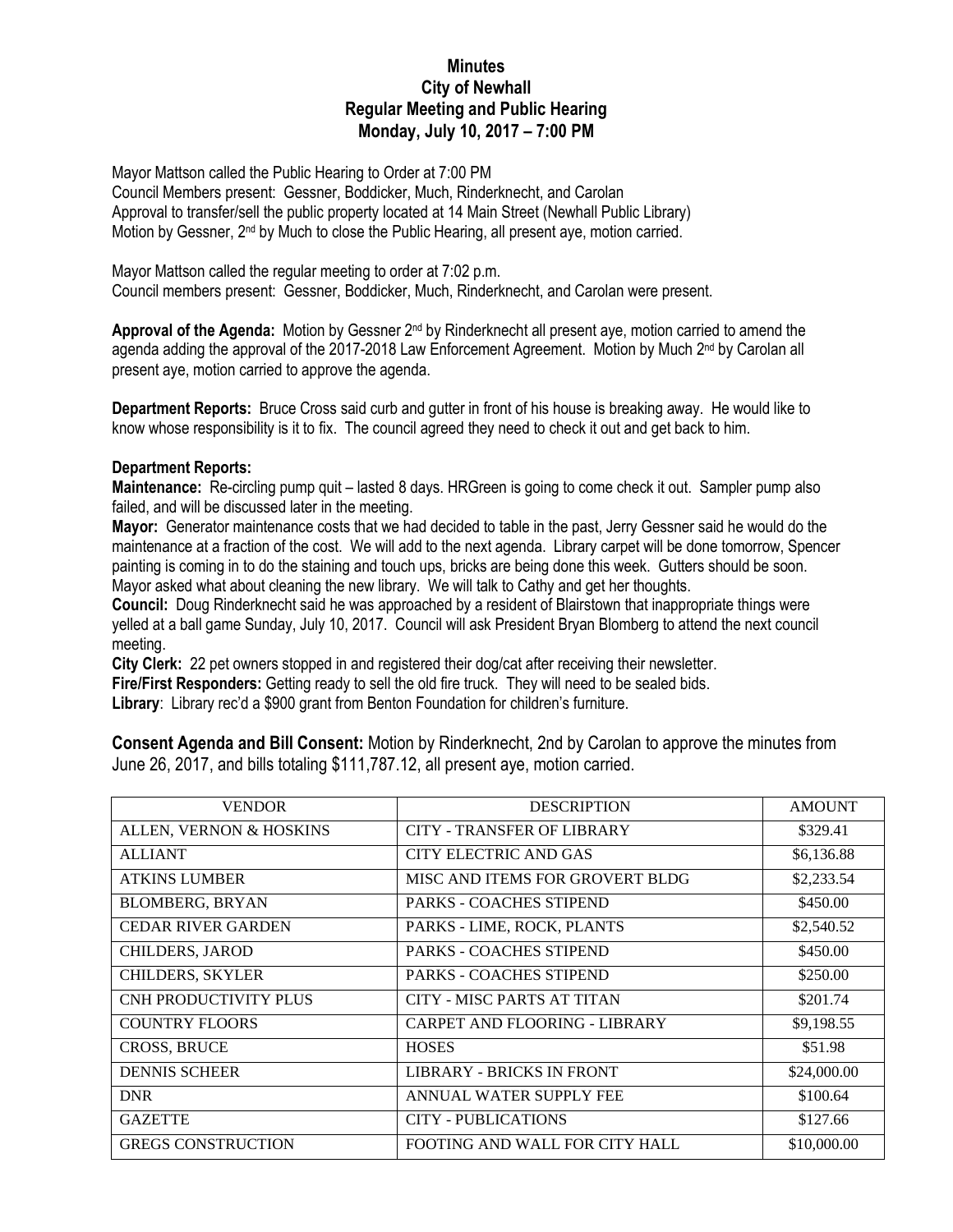# Minutes
## City of Newhall
## Regular Meeting and Public Hearing
## Monday, July 10, 2017 – 7:00 PM

Mayor Mattson called the Public Hearing to Order at 7:00 PM
Council Members present: Gessner, Boddicker, Much, Rinderknecht, and Carolan
Approval to transfer/sell the public property located at 14 Main Street (Newhall Public Library)
Motion by Gessner, 2nd by Much to close the Public Hearing, all present aye, motion carried.

Mayor Mattson called the regular meeting to order at 7:02 p.m.
Council members present: Gessner, Boddicker, Much, Rinderknecht, and Carolan were present.

**Approval of the Agenda:** Motion by Gessner 2nd by Rinderknecht all present aye, motion carried to amend the agenda adding the approval of the 2017-2018 Law Enforcement Agreement. Motion by Much 2nd by Carolan all present aye, motion carried to approve the agenda.

**Department Reports:** Bruce Cross said curb and gutter in front of his house is breaking away. He would like to know whose responsibility is it to fix. The council agreed they need to check it out and get back to him.

**Department Reports:**

**Maintenance:** Re-circling pump quit – lasted 8 days. HRGreen is going to come check it out. Sampler pump also failed, and will be discussed later in the meeting.

**Mayor:** Generator maintenance costs that we had decided to table in the past, Jerry Gessner said he would do the maintenance at a fraction of the cost. We will add to the next agenda. Library carpet will be done tomorrow, Spencer painting is coming in to do the staining and touch ups, bricks are being done this week. Gutters should be soon. Mayor asked what about cleaning the new library. We will talk to Cathy and get her thoughts.

**Council:** Doug Rinderknecht said he was approached by a resident of Blairstown that inappropriate things were yelled at a ball game Sunday, July 10, 2017. Council will ask President Bryan Blomberg to attend the next council meeting.

**City Clerk:** 22 pet owners stopped in and registered their dog/cat after receiving their newsletter.

**Fire/First Responders:** Getting ready to sell the old fire truck. They will need to be sealed bids.

**Library**: Library rec'd a $900 grant from Benton Foundation for children's furniture.

**Consent Agenda and Bill Consent:** Motion by Rinderknecht, 2nd by Carolan to approve the minutes from June 26, 2017, and bills totaling $111,787.12, all present aye, motion carried.

| VENDOR | DESCRIPTION | AMOUNT |
|---|---|---|
| ALLEN, VERNON & HOSKINS | CITY - TRANSFER OF LIBRARY | $329.41 |
| ALLIANT | CITY ELECTRIC AND GAS | $6,136.88 |
| ATKINS LUMBER | MISC AND ITEMS FOR GROVERT BLDG | $2,233.54 |
| BLOMBERG, BRYAN | PARKS - COACHES STIPEND | $450.00 |
| CEDAR RIVER GARDEN | PARKS - LIME, ROCK, PLANTS | $2,540.52 |
| CHILDERS, JAROD | PARKS - COACHES STIPEND | $450.00 |
| CHILDERS, SKYLER | PARKS - COACHES STIPEND | $250.00 |
| CNH PRODUCTIVITY PLUS | CITY - MISC PARTS AT TITAN | $201.74 |
| COUNTRY FLOORS | CARPET AND FLOORING - LIBRARY | $9,198.55 |
| CROSS, BRUCE | HOSES | $51.98 |
| DENNIS SCHEER | LIBRARY - BRICKS IN FRONT | $24,000.00 |
| DNR | ANNUAL WATER SUPPLY FEE | $100.64 |
| GAZETTE | CITY - PUBLICATIONS | $127.66 |
| GREGS CONSTRUCTION | FOOTING AND WALL FOR CITY HALL | $10,000.00 |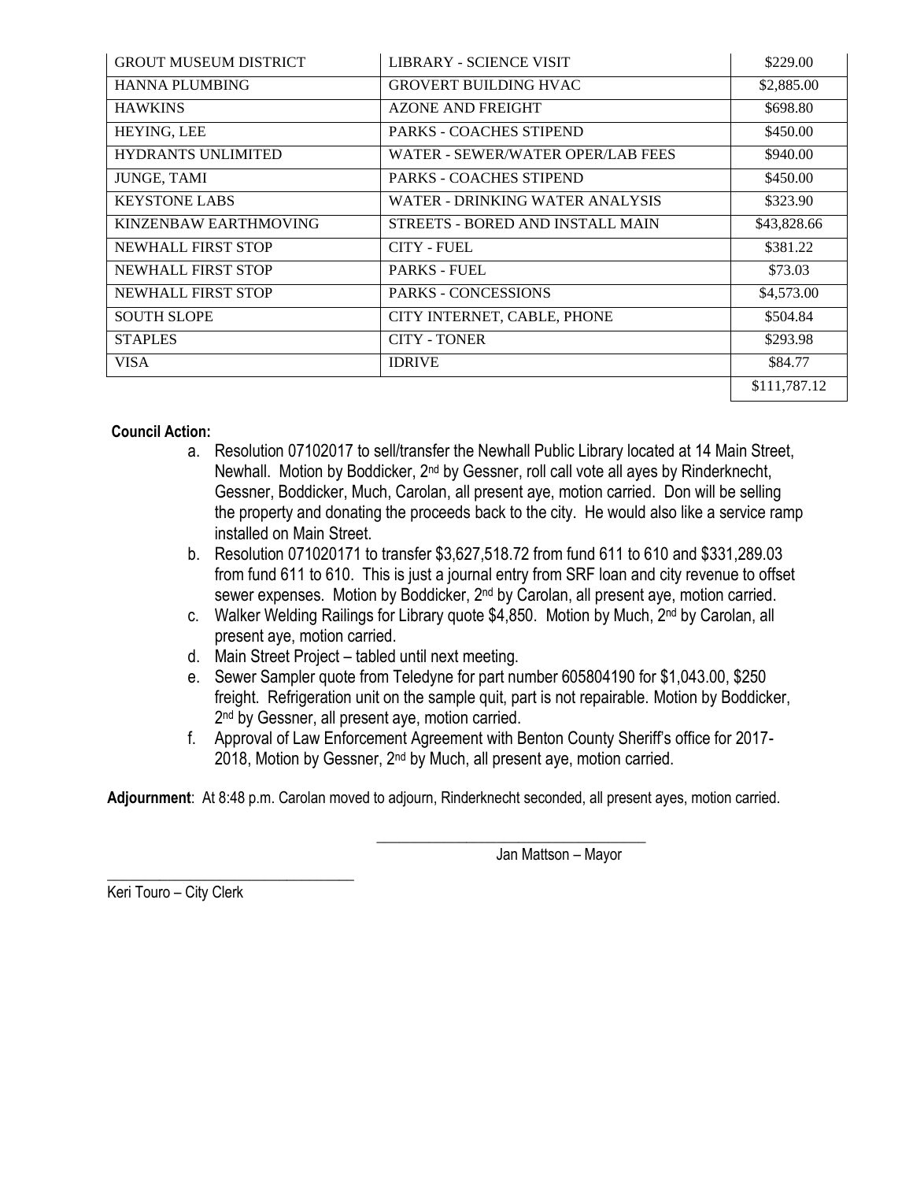| | | |
|---|---|---|
| GROUT MUSEUM DISTRICT | LIBRARY - SCIENCE VISIT | \$229.00 |
| HANNA PLUMBING | GROVERT BUILDING HVAC | \$2,885.00 |
| HAWKINS | AZONE AND FREIGHT | \$698.80 |
| HEYING, LEE | PARKS - COACHES STIPEND | \$450.00 |
| HYDRANTS UNLIMITED | WATER - SEWER/WATER OPER/LAB FEES | \$940.00 |
| JUNGE, TAMI | PARKS - COACHES STIPEND | \$450.00 |
| KEYSTONE LABS | WATER - DRINKING WATER ANALYSIS | \$323.90 |
| KINZENBAW EARTHMOVING | STREETS - BORED AND INSTALL MAIN | \$43,828.66 |
| NEWHALL FIRST STOP | CITY - FUEL | \$381.22 |
| NEWHALL FIRST STOP | PARKS - FUEL | \$73.03 |
| NEWHALL FIRST STOP | PARKS - CONCESSIONS | \$4,573.00 |
| SOUTH SLOPE | CITY INTERNET, CABLE, PHONE | \$504.84 |
| STAPLES | CITY - TONER | \$293.98 |
| VISA | IDRIVE | \$84.77 |
| | | \$111,787.12 |

**Council Action:**

a. Resolution 07102017 to sell/transfer the Newhall Public Library located at 14 Main Street, Newhall. Motion by Boddicker, 2nd by Gessner, roll call vote all ayes by Rinderknecht, Gessner, Boddicker, Much, Carolan, all present aye, motion carried. Don will be selling the property and donating the proceeds back to the city. He would also like a service ramp installed on Main Street.

b. Resolution 071020171 to transfer \$3,627,518.72 from fund 611 to 610 and \$331,289.03 from fund 611 to 610. This is just a journal entry from SRF loan and city revenue to offset sewer expenses. Motion by Boddicker, 2nd by Carolan, all present aye, motion carried.

c. Walker Welding Railings for Library quote \$4,850. Motion by Much, 2nd by Carolan, all present aye, motion carried.

d. Main Street Project – tabled until next meeting.

e. Sewer Sampler quote from Teledyne for part number 605804190 for \$1,043.00, \$250 freight. Refrigeration unit on the sample quit, part is not repairable. Motion by Boddicker, 2nd by Gessner, all present aye, motion carried.

f. Approval of Law Enforcement Agreement with Benton County Sheriff's office for 2017-2018, Motion by Gessner, 2nd by Much, all present aye, motion carried.

**Adjournment**: At 8:48 p.m. Carolan moved to adjourn, Rinderknecht seconded, all present ayes, motion carried.

\_\_\_\_\_\_\_\_\_\_\_\_\_\_\_\_\_\_\_\_\_\_\_\_\_\_\_\_\_\_\_\_\_\_\_\_

Jan Mattson – Mayor

\_\_\_\_\_\_\_\_\_\_\_\_\_\_\_\_\_\_\_\_\_\_\_\_\_\_\_\_\_\_\_\_\_\_\_\_

Keri Touro – City Clerk